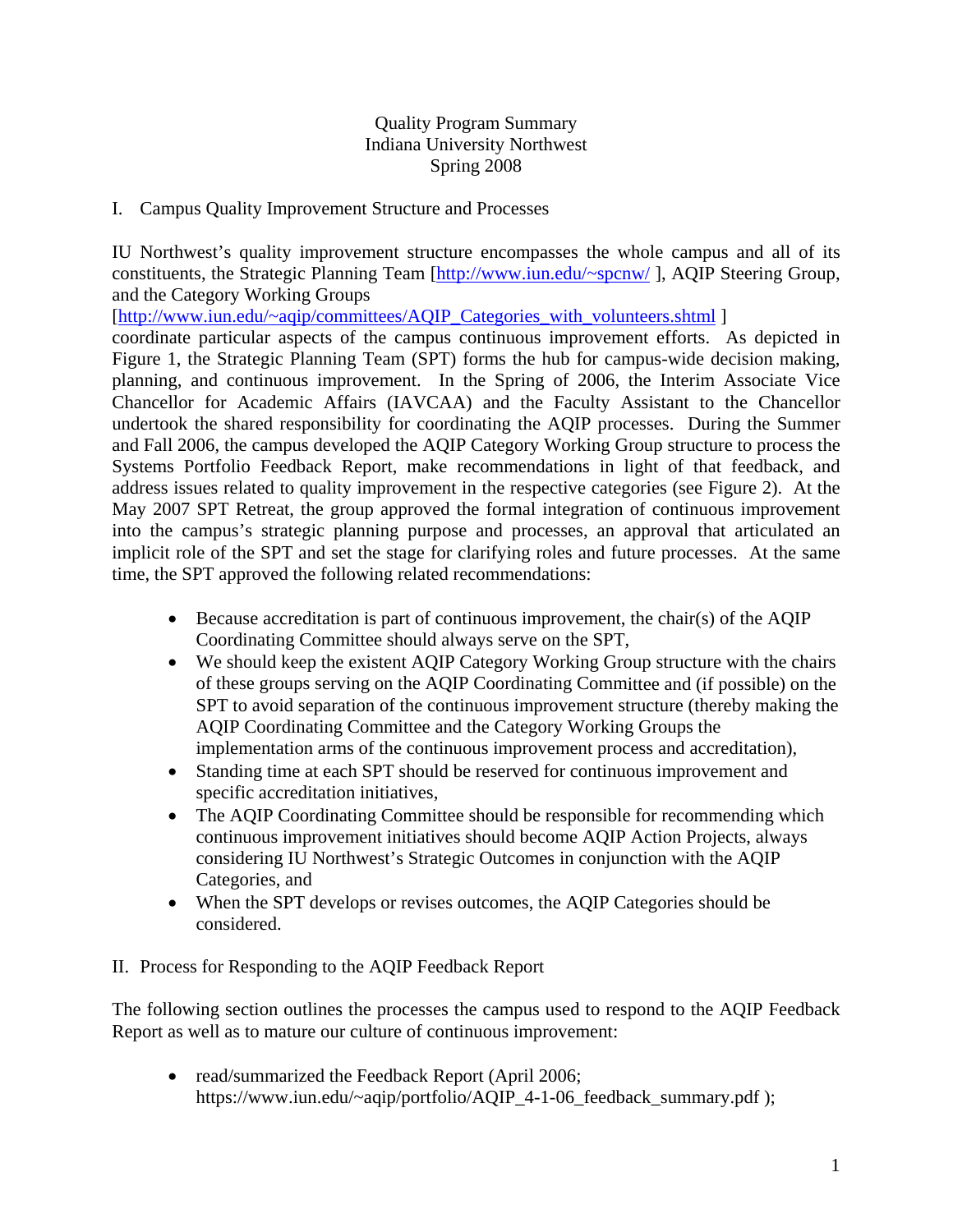Quality Program Summary
Indiana University Northwest
Spring 2008

## I. Campus Quality Improvement Structure and Processes

IU Northwest's quality improvement structure encompasses the whole campus and all of its constituents, the Strategic Planning Team [http://www.iun.edu/~spcnw/ ], AQIP Steering Group, and the Category Working Groups [http://www.iun.edu/~aqip/committees/AQIP_Categories_with_volunteers.shtml ] coordinate particular aspects of the campus continuous improvement efforts. As depicted in Figure 1, the Strategic Planning Team (SPT) forms the hub for campus-wide decision making, planning, and continuous improvement. In the Spring of 2006, the Interim Associate Vice Chancellor for Academic Affairs (IAVCAA) and the Faculty Assistant to the Chancellor undertook the shared responsibility for coordinating the AQIP processes. During the Summer and Fall 2006, the campus developed the AQIP Category Working Group structure to process the Systems Portfolio Feedback Report, make recommendations in light of that feedback, and address issues related to quality improvement in the respective categories (see Figure 2). At the May 2007 SPT Retreat, the group approved the formal integration of continuous improvement into the campus's strategic planning purpose and processes, an approval that articulated an implicit role of the SPT and set the stage for clarifying roles and future processes. At the same time, the SPT approved the following related recommendations:

- Because accreditation is part of continuous improvement, the chair(s) of the AQIP Coordinating Committee should always serve on the SPT,
- We should keep the existent AQIP Category Working Group structure with the chairs of these groups serving on the AQIP Coordinating Committee and (if possible) on the SPT to avoid separation of the continuous improvement structure (thereby making the AQIP Coordinating Committee and the Category Working Groups the implementation arms of the continuous improvement process and accreditation),
- Standing time at each SPT should be reserved for continuous improvement and specific accreditation initiatives,
- The AQIP Coordinating Committee should be responsible for recommending which continuous improvement initiatives should become AQIP Action Projects, always considering IU Northwest's Strategic Outcomes in conjunction with the AQIP Categories, and
- When the SPT develops or revises outcomes, the AQIP Categories should be considered.

## II. Process for Responding to the AQIP Feedback Report

The following section outlines the processes the campus used to respond to the AQIP Feedback Report as well as to mature our culture of continuous improvement:

- read/summarized the Feedback Report (April 2006; https://www.iun.edu/~aqip/portfolio/AQIP_4-1-06_feedback_summary.pdf );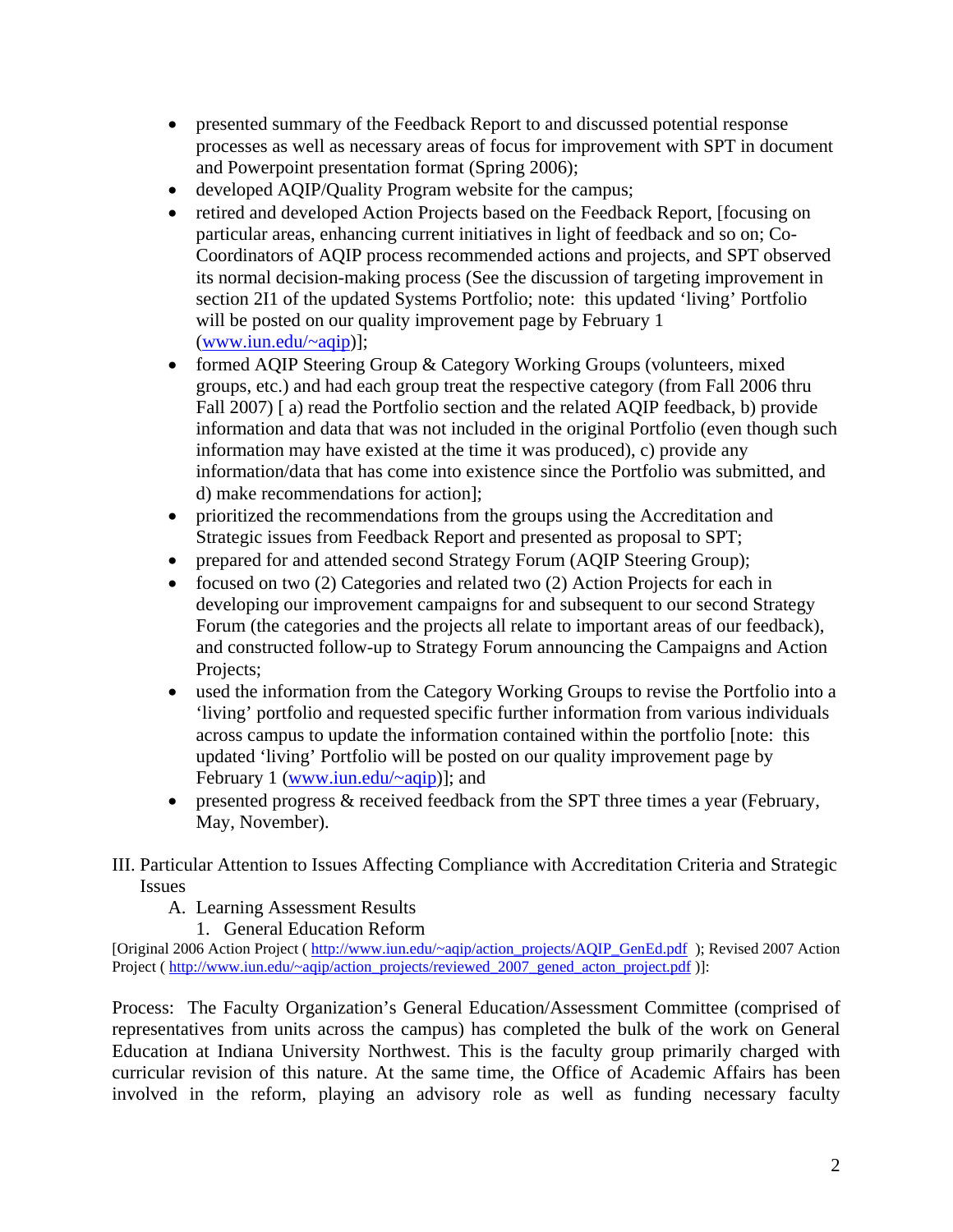- presented summary of the Feedback Report to and discussed potential response processes as well as necessary areas of focus for improvement with SPT in document and Powerpoint presentation format (Spring 2006);
- developed AQIP/Quality Program website for the campus;
- retired and developed Action Projects based on the Feedback Report, [focusing on particular areas, enhancing current initiatives in light of feedback and so on; Co-Coordinators of AQIP process recommended actions and projects, and SPT observed its normal decision-making process (See the discussion of targeting improvement in section 2I1 of the updated Systems Portfolio; note: this updated 'living' Portfolio will be posted on our quality improvement page by February 1 (www.iun.edu/~aqip)];
- formed AQIP Steering Group & Category Working Groups (volunteers, mixed groups, etc.) and had each group treat the respective category (from Fall 2006 thru Fall 2007) [ a) read the Portfolio section and the related AQIP feedback, b) provide information and data that was not included in the original Portfolio (even though such information may have existed at the time it was produced), c) provide any information/data that has come into existence since the Portfolio was submitted, and d) make recommendations for action];
- prioritized the recommendations from the groups using the Accreditation and Strategic issues from Feedback Report and presented as proposal to SPT;
- prepared for and attended second Strategy Forum (AQIP Steering Group);
- focused on two (2) Categories and related two (2) Action Projects for each in developing our improvement campaigns for and subsequent to our second Strategy Forum (the categories and the projects all relate to important areas of our feedback), and constructed follow-up to Strategy Forum announcing the Campaigns and Action Projects;
- used the information from the Category Working Groups to revise the Portfolio into a 'living' portfolio and requested specific further information from various individuals across campus to update the information contained within the portfolio [note: this updated 'living' Portfolio will be posted on our quality improvement page by February 1 (www.iun.edu/~aqip)]; and
- presented progress & received feedback from the SPT three times a year (February, May, November).

III. Particular Attention to Issues Affecting Compliance with Accreditation Criteria and Strategic Issues

A. Learning Assessment Results

1. General Education Reform

[Original 2006 Action Project ( http://www.iun.edu/~aqip/action_projects/AQIP_GenEd.pdf ); Revised 2007 Action Project ( http://www.iun.edu/~aqip/action_projects/reviewed_2007_gened_acton_project.pdf )]:

Process: The Faculty Organization's General Education/Assessment Committee (comprised of representatives from units across the campus) has completed the bulk of the work on General Education at Indiana University Northwest. This is the faculty group primarily charged with curricular revision of this nature. At the same time, the Office of Academic Affairs has been involved in the reform, playing an advisory role as well as funding necessary faculty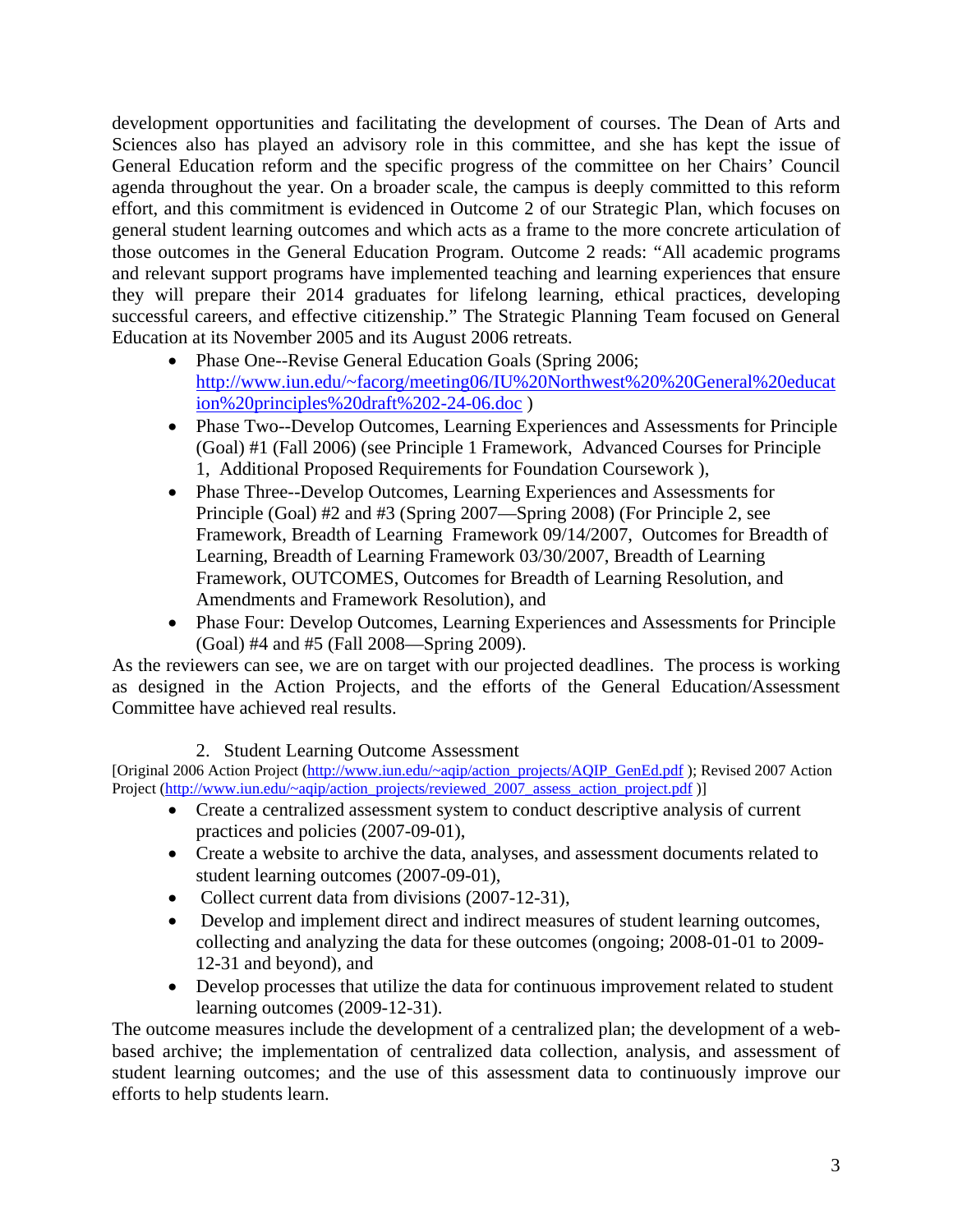development opportunities and facilitating the development of courses. The Dean of Arts and Sciences also has played an advisory role in this committee, and she has kept the issue of General Education reform and the specific progress of the committee on her Chairs' Council agenda throughout the year. On a broader scale, the campus is deeply committed to this reform effort, and this commitment is evidenced in Outcome 2 of our Strategic Plan, which focuses on general student learning outcomes and which acts as a frame to the more concrete articulation of those outcomes in the General Education Program. Outcome 2 reads: "All academic programs and relevant support programs have implemented teaching and learning experiences that ensure they will prepare their 2014 graduates for lifelong learning, ethical practices, developing successful careers, and effective citizenship." The Strategic Planning Team focused on General Education at its November 2005 and its August 2006 retreats.

- Phase One--Revise General Education Goals (Spring 2006; http://www.iun.edu/~facorg/meeting06/IU%20Northwest%20%20General%20education%20principles%20draft%202-24-06.doc )
- Phase Two--Develop Outcomes, Learning Experiences and Assessments for Principle (Goal) #1 (Fall 2006) (see Principle 1 Framework, Advanced Courses for Principle 1, Additional Proposed Requirements for Foundation Coursework ),
- Phase Three--Develop Outcomes, Learning Experiences and Assessments for Principle (Goal) #2 and #3 (Spring 2007—Spring 2008) (For Principle 2, see Framework, Breadth of Learning Framework 09/14/2007, Outcomes for Breadth of Learning, Breadth of Learning Framework 03/30/2007, Breadth of Learning Framework, OUTCOMES, Outcomes for Breadth of Learning Resolution, and Amendments and Framework Resolution), and
- Phase Four: Develop Outcomes, Learning Experiences and Assessments for Principle (Goal) #4 and #5 (Fall 2008—Spring 2009).

As the reviewers can see, we are on target with our projected deadlines. The process is working as designed in the Action Projects, and the efforts of the General Education/Assessment Committee have achieved real results.

2. Student Learning Outcome Assessment

[Original 2006 Action Project (http://www.iun.edu/~aqip/action_projects/AQIP_GenEd.pdf ); Revised 2007 Action Project (http://www.iun.edu/~aqip/action_projects/reviewed_2007_assess_action_project.pdf )]

- Create a centralized assessment system to conduct descriptive analysis of current practices and policies (2007-09-01),
- Create a website to archive the data, analyses, and assessment documents related to student learning outcomes (2007-09-01),
- Collect current data from divisions (2007-12-31),
- Develop and implement direct and indirect measures of student learning outcomes, collecting and analyzing the data for these outcomes (ongoing; 2008-01-01 to 2009-12-31 and beyond), and
- Develop processes that utilize the data for continuous improvement related to student learning outcomes (2009-12-31).

The outcome measures include the development of a centralized plan; the development of a web-based archive; the implementation of centralized data collection, analysis, and assessment of student learning outcomes; and the use of this assessment data to continuously improve our efforts to help students learn.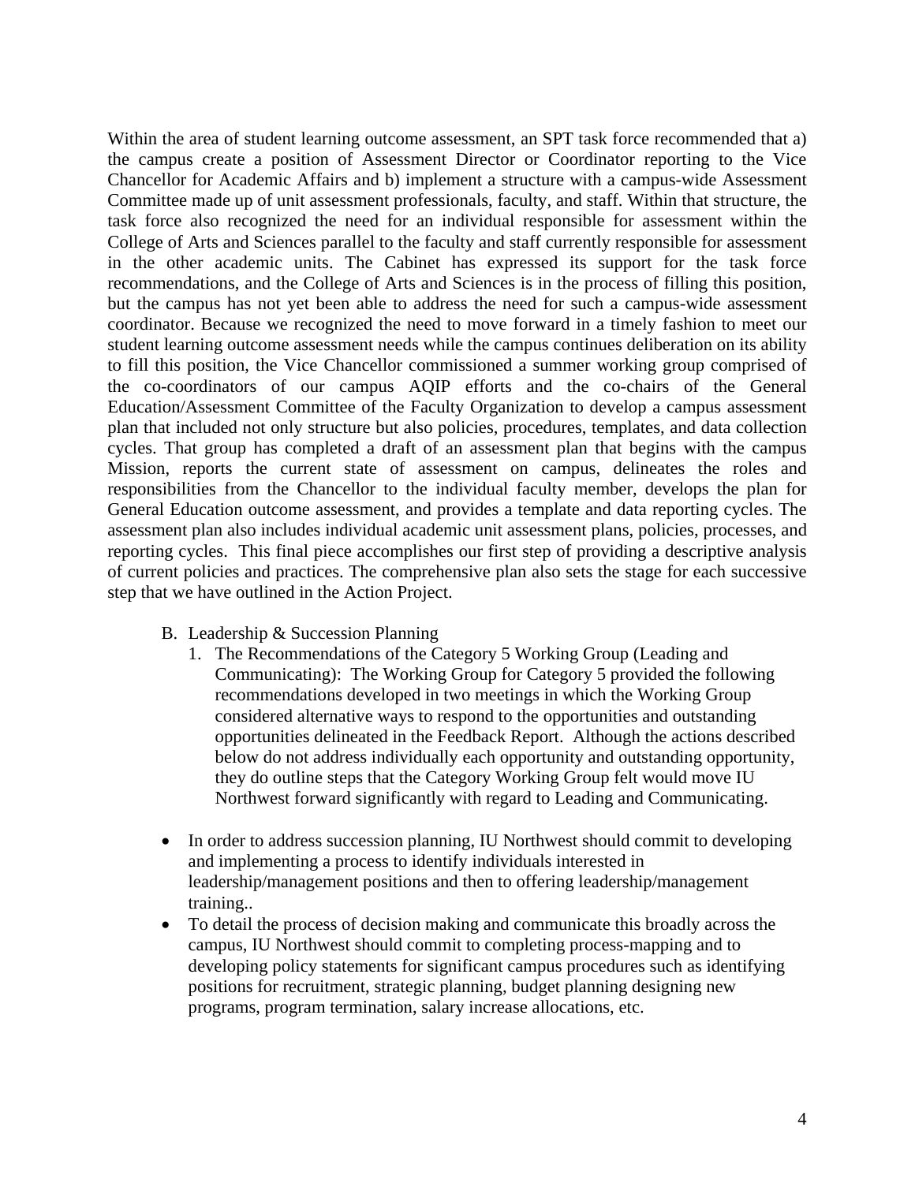Within the area of student learning outcome assessment, an SPT task force recommended that a) the campus create a position of Assessment Director or Coordinator reporting to the Vice Chancellor for Academic Affairs and b) implement a structure with a campus-wide Assessment Committee made up of unit assessment professionals, faculty, and staff. Within that structure, the task force also recognized the need for an individual responsible for assessment within the College of Arts and Sciences parallel to the faculty and staff currently responsible for assessment in the other academic units. The Cabinet has expressed its support for the task force recommendations, and the College of Arts and Sciences is in the process of filling this position, but the campus has not yet been able to address the need for such a campus-wide assessment coordinator. Because we recognized the need to move forward in a timely fashion to meet our student learning outcome assessment needs while the campus continues deliberation on its ability to fill this position, the Vice Chancellor commissioned a summer working group comprised of the co-coordinators of our campus AQIP efforts and the co-chairs of the General Education/Assessment Committee of the Faculty Organization to develop a campus assessment plan that included not only structure but also policies, procedures, templates, and data collection cycles. That group has completed a draft of an assessment plan that begins with the campus Mission, reports the current state of assessment on campus, delineates the roles and responsibilities from the Chancellor to the individual faculty member, develops the plan for General Education outcome assessment, and provides a template and data reporting cycles. The assessment plan also includes individual academic unit assessment plans, policies, processes, and reporting cycles. This final piece accomplishes our first step of providing a descriptive analysis of current policies and practices. The comprehensive plan also sets the stage for each successive step that we have outlined in the Action Project.

B. Leadership & Succession Planning

1. The Recommendations of the Category 5 Working Group (Leading and Communicating): The Working Group for Category 5 provided the following recommendations developed in two meetings in which the Working Group considered alternative ways to respond to the opportunities and outstanding opportunities delineated in the Feedback Report. Although the actions described below do not address individually each opportunity and outstanding opportunity, they do outline steps that the Category Working Group felt would move IU Northwest forward significantly with regard to Leading and Communicating.

- In order to address succession planning, IU Northwest should commit to developing and implementing a process to identify individuals interested in leadership/management positions and then to offering leadership/management training..
- To detail the process of decision making and communicate this broadly across the campus, IU Northwest should commit to completing process-mapping and to developing policy statements for significant campus procedures such as identifying positions for recruitment, strategic planning, budget planning designing new programs, program termination, salary increase allocations, etc.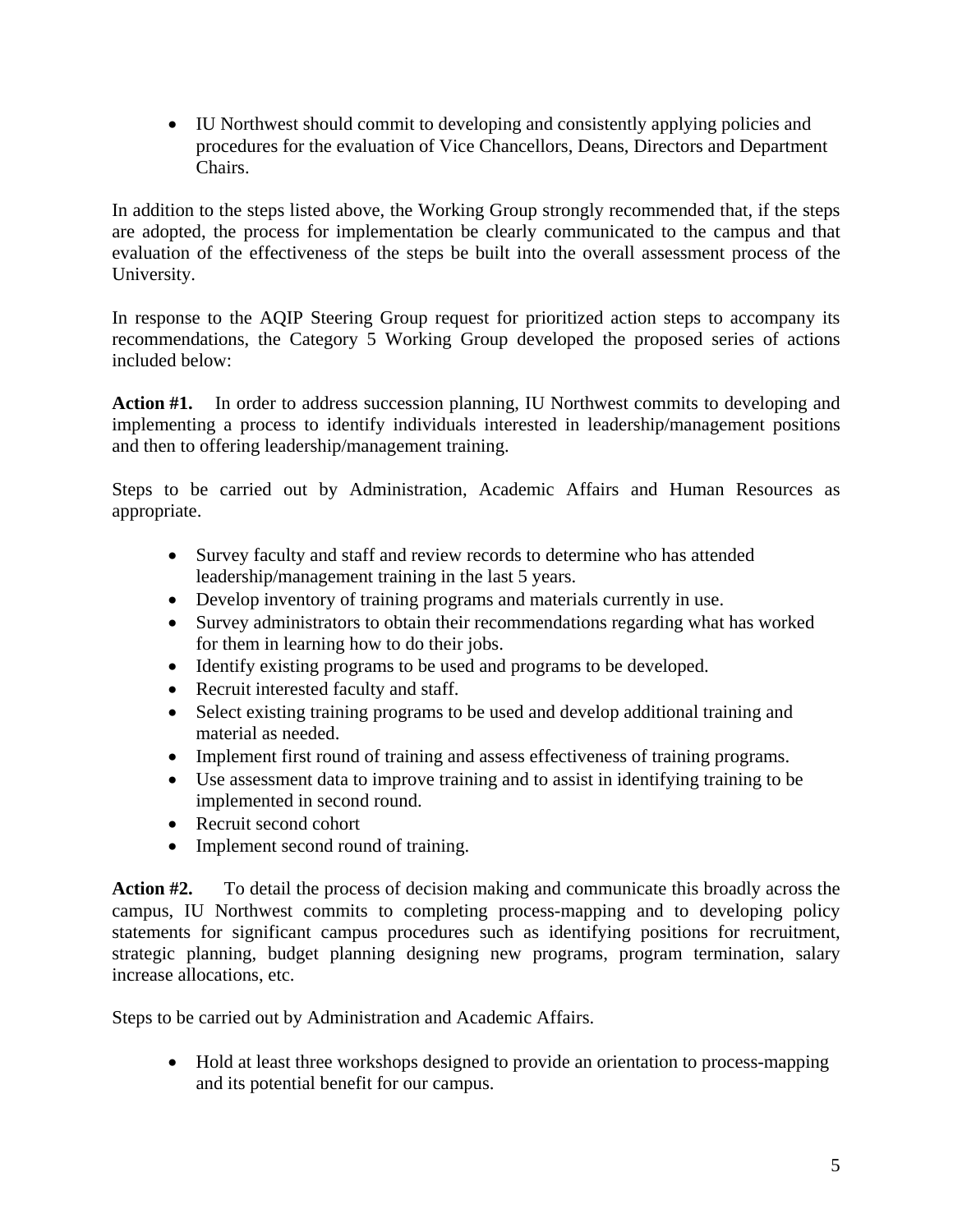- IU Northwest should commit to developing and consistently applying policies and procedures for the evaluation of Vice Chancellors, Deans, Directors and Department Chairs.

In addition to the steps listed above, the Working Group strongly recommended that, if the steps are adopted, the process for implementation be clearly communicated to the campus and that evaluation of the effectiveness of the steps be built into the overall assessment process of the University.

In response to the AQIP Steering Group request for prioritized action steps to accompany its recommendations, the Category 5 Working Group developed the proposed series of actions included below:

**Action #1.** In order to address succession planning, IU Northwest commits to developing and implementing a process to identify individuals interested in leadership/management positions and then to offering leadership/management training.

Steps to be carried out by Administration, Academic Affairs and Human Resources as appropriate.

- Survey faculty and staff and review records to determine who has attended leadership/management training in the last 5 years.
- Develop inventory of training programs and materials currently in use.
- Survey administrators to obtain their recommendations regarding what has worked for them in learning how to do their jobs.
- Identify existing programs to be used and programs to be developed.
- Recruit interested faculty and staff.
- Select existing training programs to be used and develop additional training and material as needed.
- Implement first round of training and assess effectiveness of training programs.
- Use assessment data to improve training and to assist in identifying training to be implemented in second round.
- Recruit second cohort
- Implement second round of training.

**Action #2.** To detail the process of decision making and communicate this broadly across the campus, IU Northwest commits to completing process-mapping and to developing policy statements for significant campus procedures such as identifying positions for recruitment, strategic planning, budget planning designing new programs, program termination, salary increase allocations, etc.

Steps to be carried out by Administration and Academic Affairs.

- Hold at least three workshops designed to provide an orientation to process-mapping and its potential benefit for our campus.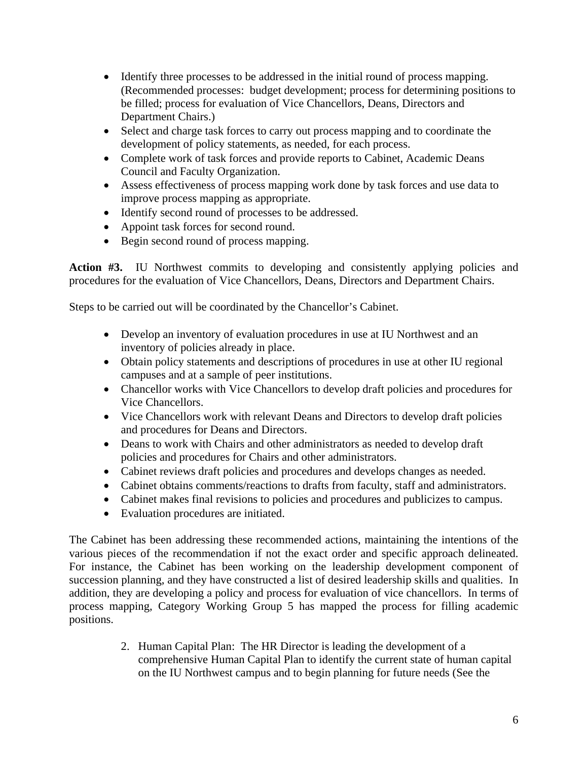- Identify three processes to be addressed in the initial round of process mapping. (Recommended processes: budget development; process for determining positions to be filled; process for evaluation of Vice Chancellors, Deans, Directors and Department Chairs.)
- Select and charge task forces to carry out process mapping and to coordinate the development of policy statements, as needed, for each process.
- Complete work of task forces and provide reports to Cabinet, Academic Deans Council and Faculty Organization.
- Assess effectiveness of process mapping work done by task forces and use data to improve process mapping as appropriate.
- Identify second round of processes to be addressed.
- Appoint task forces for second round.
- Begin second round of process mapping.

**Action #3.** IU Northwest commits to developing and consistently applying policies and procedures for the evaluation of Vice Chancellors, Deans, Directors and Department Chairs.

Steps to be carried out will be coordinated by the Chancellor's Cabinet.

- Develop an inventory of evaluation procedures in use at IU Northwest and an inventory of policies already in place.
- Obtain policy statements and descriptions of procedures in use at other IU regional campuses and at a sample of peer institutions.
- Chancellor works with Vice Chancellors to develop draft policies and procedures for Vice Chancellors.
- Vice Chancellors work with relevant Deans and Directors to develop draft policies and procedures for Deans and Directors.
- Deans to work with Chairs and other administrators as needed to develop draft policies and procedures for Chairs and other administrators.
- Cabinet reviews draft policies and procedures and develops changes as needed.
- Cabinet obtains comments/reactions to drafts from faculty, staff and administrators.
- Cabinet makes final revisions to policies and procedures and publicizes to campus.
- Evaluation procedures are initiated.

The Cabinet has been addressing these recommended actions, maintaining the intentions of the various pieces of the recommendation if not the exact order and specific approach delineated. For instance, the Cabinet has been working on the leadership development component of succession planning, and they have constructed a list of desired leadership skills and qualities. In addition, they are developing a policy and process for evaluation of vice chancellors. In terms of process mapping, Category Working Group 5 has mapped the process for filling academic positions.

2. Human Capital Plan: The HR Director is leading the development of a comprehensive Human Capital Plan to identify the current state of human capital on the IU Northwest campus and to begin planning for future needs (See the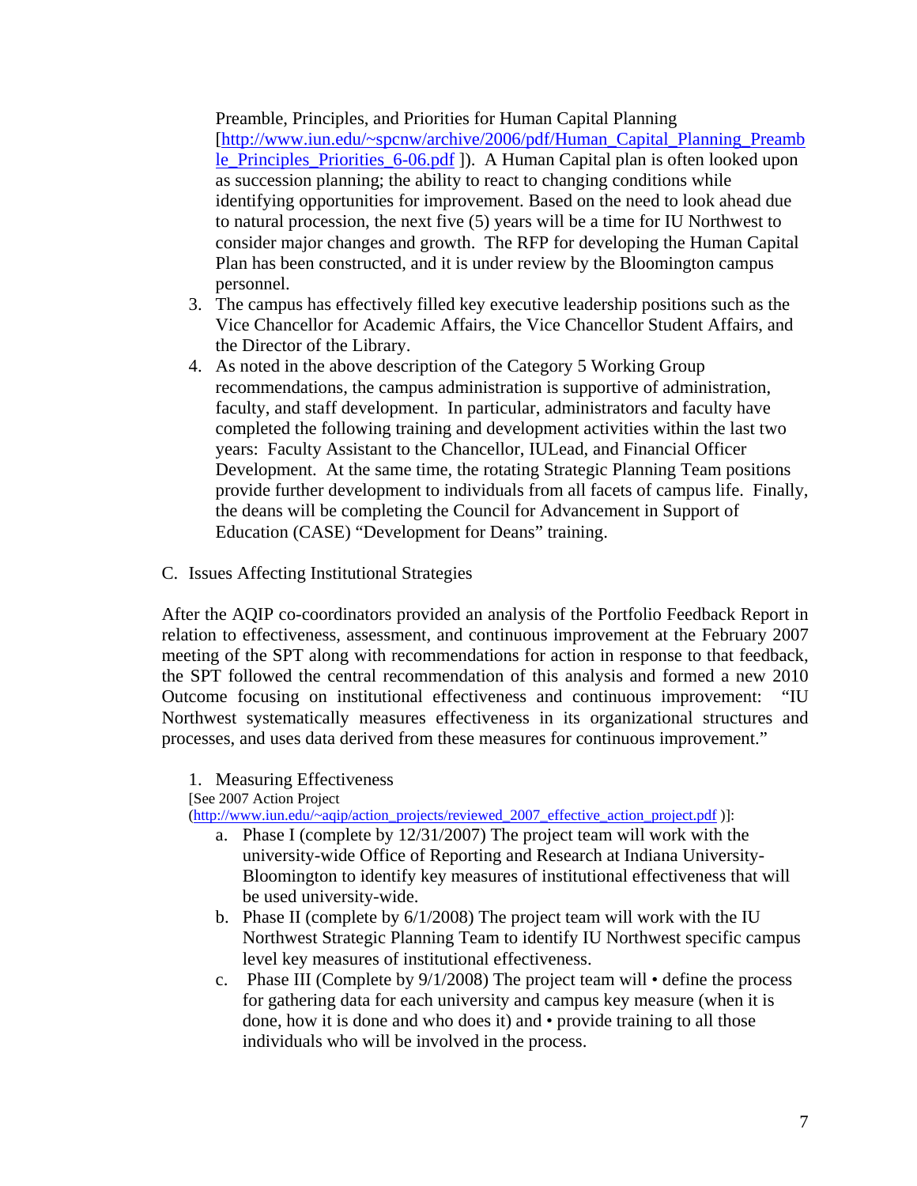Preamble, Principles, and Priorities for Human Capital Planning [http://www.iun.edu/~spcnw/archive/2006/pdf/Human_Capital_Planning_Preamble_Principles_Priorities_6-06.pdf ]). A Human Capital plan is often looked upon as succession planning; the ability to react to changing conditions while identifying opportunities for improvement. Based on the need to look ahead due to natural procession, the next five (5) years will be a time for IU Northwest to consider major changes and growth. The RFP for developing the Human Capital Plan has been constructed, and it is under review by the Bloomington campus personnel.

3. The campus has effectively filled key executive leadership positions such as the Vice Chancellor for Academic Affairs, the Vice Chancellor Student Affairs, and the Director of the Library.
4. As noted in the above description of the Category 5 Working Group recommendations, the campus administration is supportive of administration, faculty, and staff development. In particular, administrators and faculty have completed the following training and development activities within the last two years: Faculty Assistant to the Chancellor, IULead, and Financial Officer Development. At the same time, the rotating Strategic Planning Team positions provide further development to individuals from all facets of campus life. Finally, the deans will be completing the Council for Advancement in Support of Education (CASE) "Development for Deans" training.

C. Issues Affecting Institutional Strategies

After the AQIP co-coordinators provided an analysis of the Portfolio Feedback Report in relation to effectiveness, assessment, and continuous improvement at the February 2007 meeting of the SPT along with recommendations for action in response to that feedback, the SPT followed the central recommendation of this analysis and formed a new 2010 Outcome focusing on institutional effectiveness and continuous improvement: "IU Northwest systematically measures effectiveness in its organizational structures and processes, and uses data derived from these measures for continuous improvement."

1. Measuring Effectiveness

[See 2007 Action Project (http://www.iun.edu/~aqip/action_projects/reviewed_2007_effective_action_project.pdf )]:

   a. Phase I (complete by 12/31/2007) The project team will work with the university-wide Office of Reporting and Research at Indiana University-Bloomington to identify key measures of institutional effectiveness that will be used university-wide.
   b. Phase II (complete by 6/1/2008) The project team will work with the IU Northwest Strategic Planning Team to identify IU Northwest specific campus level key measures of institutional effectiveness.
   c. Phase III (Complete by 9/1/2008) The project team will • define the process for gathering data for each university and campus key measure (when it is done, how it is done and who does it) and • provide training to all those individuals who will be involved in the process.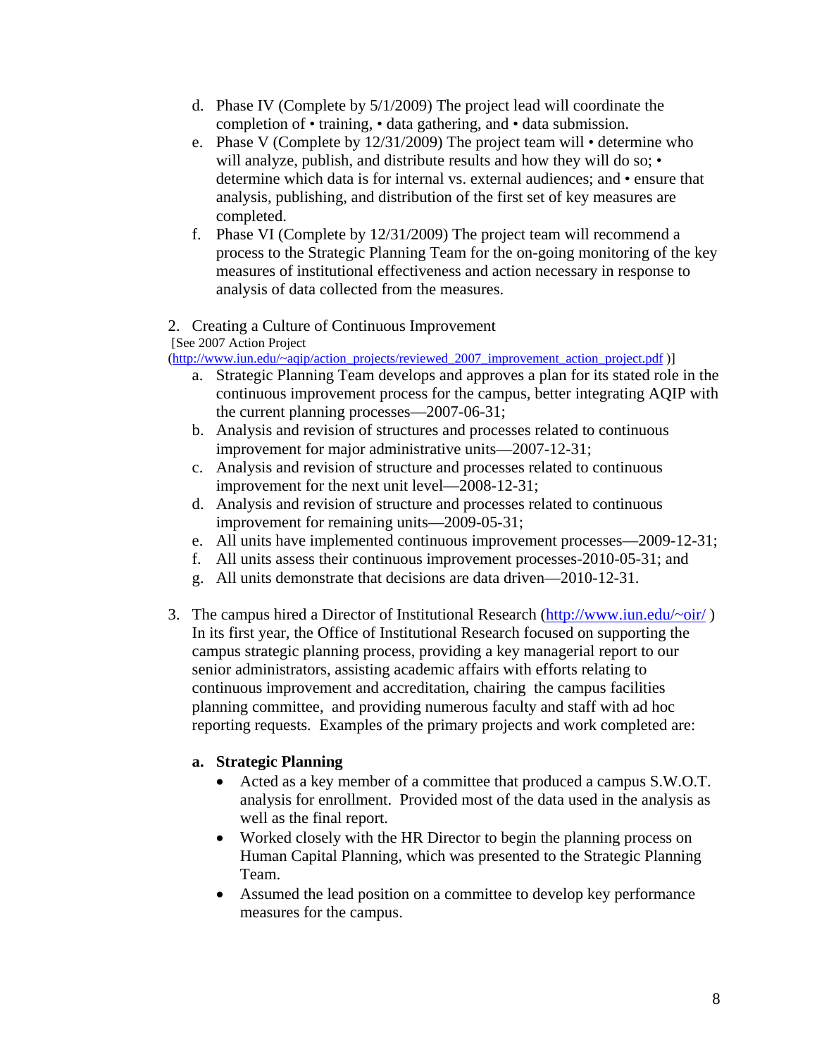d. Phase IV (Complete by 5/1/2009) The project lead will coordinate the completion of • training, • data gathering, and • data submission.
e. Phase V (Complete by 12/31/2009) The project team will • determine who will analyze, publish, and distribute results and how they will do so; • determine which data is for internal vs. external audiences; and • ensure that analysis, publishing, and distribution of the first set of key measures are completed.
f. Phase VI (Complete by 12/31/2009) The project team will recommend a process to the Strategic Planning Team for the on-going monitoring of the key measures of institutional effectiveness and action necessary in response to analysis of data collected from the measures.

2. Creating a Culture of Continuous Improvement
[See 2007 Action Project (http://www.iun.edu/~aqip/action_projects/reviewed_2007_improvement_action_project.pdf )]
   a. Strategic Planning Team develops and approves a plan for its stated role in the continuous improvement process for the campus, better integrating AQIP with the current planning processes—2007-06-31;
   b. Analysis and revision of structures and processes related to continuous improvement for major administrative units—2007-12-31;
   c. Analysis and revision of structure and processes related to continuous improvement for the next unit level—2008-12-31;
   d. Analysis and revision of structure and processes related to continuous improvement for remaining units—2009-05-31;
   e. All units have implemented continuous improvement processes—2009-12-31;
   f. All units assess their continuous improvement processes-2010-05-31; and
   g. All units demonstrate that decisions are data driven—2010-12-31.

3. The campus hired a Director of Institutional Research (http://www.iun.edu/~oir/ ) In its first year, the Office of Institutional Research focused on supporting the campus strategic planning process, providing a key managerial report to our senior administrators, assisting academic affairs with efforts relating to continuous improvement and accreditation, chairing the campus facilities planning committee, and providing numerous faculty and staff with ad hoc reporting requests. Examples of the primary projects and work completed are:

   **a. Strategic Planning**
   - Acted as a key member of a committee that produced a campus S.W.O.T. analysis for enrollment. Provided most of the data used in the analysis as well as the final report.
   - Worked closely with the HR Director to begin the planning process on Human Capital Planning, which was presented to the Strategic Planning Team.
   - Assumed the lead position on a committee to develop key performance measures for the campus.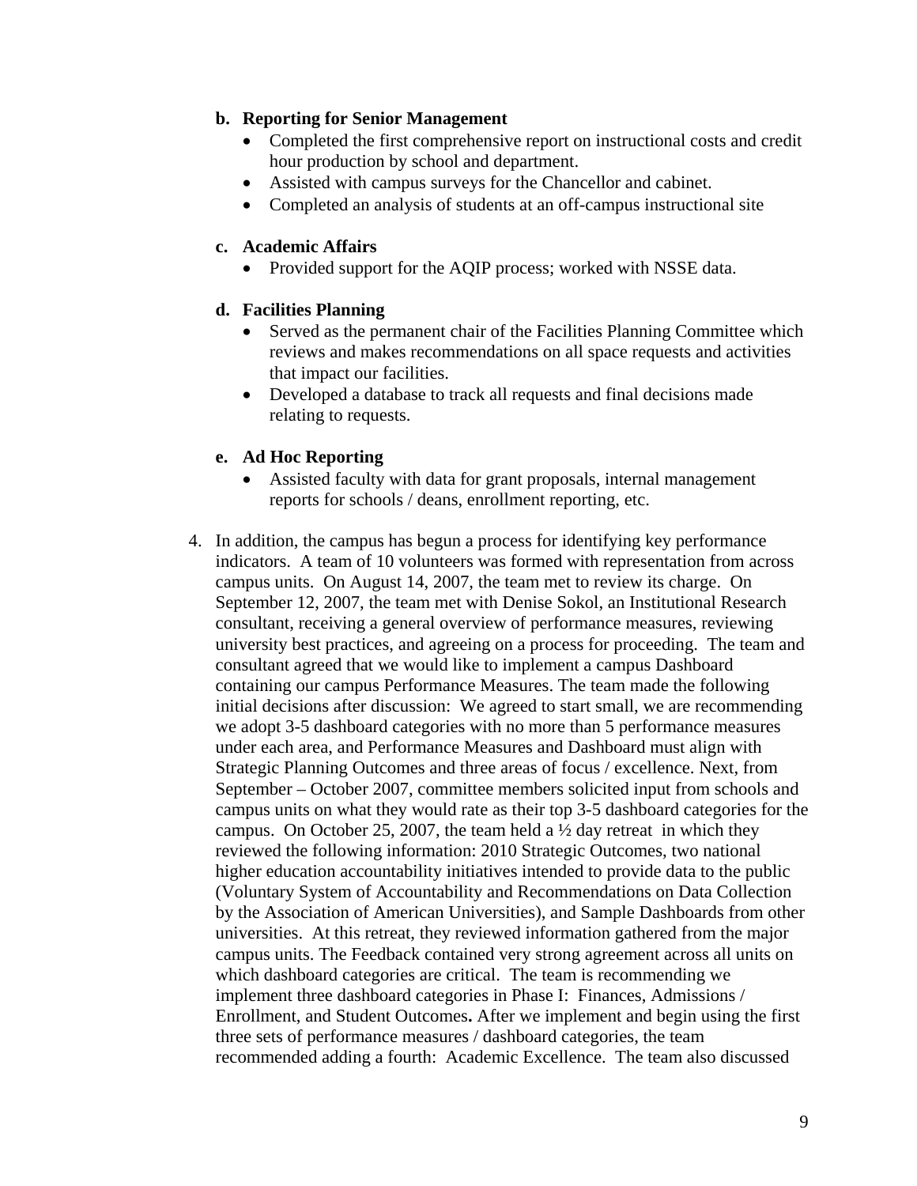**b. Reporting for Senior Management**

- Completed the first comprehensive report on instructional costs and credit hour production by school and department.
- Assisted with campus surveys for the Chancellor and cabinet.
- Completed an analysis of students at an off-campus instructional site

**c. Academic Affairs**

- Provided support for the AQIP process; worked with NSSE data.

**d. Facilities Planning**

- Served as the permanent chair of the Facilities Planning Committee which reviews and makes recommendations on all space requests and activities that impact our facilities.
- Developed a database to track all requests and final decisions made relating to requests.

**e. Ad Hoc Reporting**

- Assisted faculty with data for grant proposals, internal management reports for schools / deans, enrollment reporting, etc.

4. In addition, the campus has begun a process for identifying key performance indicators. A team of 10 volunteers was formed with representation from across campus units. On August 14, 2007, the team met to review its charge. On September 12, 2007, the team met with Denise Sokol, an Institutional Research consultant, receiving a general overview of performance measures, reviewing university best practices, and agreeing on a process for proceeding. The team and consultant agreed that we would like to implement a campus Dashboard containing our campus Performance Measures. The team made the following initial decisions after discussion: We agreed to start small, we are recommending we adopt 3-5 dashboard categories with no more than 5 performance measures under each area, and Performance Measures and Dashboard must align with Strategic Planning Outcomes and three areas of focus / excellence. Next, from September – October 2007, committee members solicited input from schools and campus units on what they would rate as their top 3-5 dashboard categories for the campus. On October 25, 2007, the team held a ½ day retreat in which they reviewed the following information: 2010 Strategic Outcomes, two national higher education accountability initiatives intended to provide data to the public (Voluntary System of Accountability and Recommendations on Data Collection by the Association of American Universities), and Sample Dashboards from other universities. At this retreat, they reviewed information gathered from the major campus units. The Feedback contained very strong agreement across all units on which dashboard categories are critical. The team is recommending we implement three dashboard categories in Phase I: Finances, Admissions / Enrollment, and Student Outcomes**.** After we implement and begin using the first three sets of performance measures / dashboard categories, the team recommended adding a fourth: Academic Excellence. The team also discussed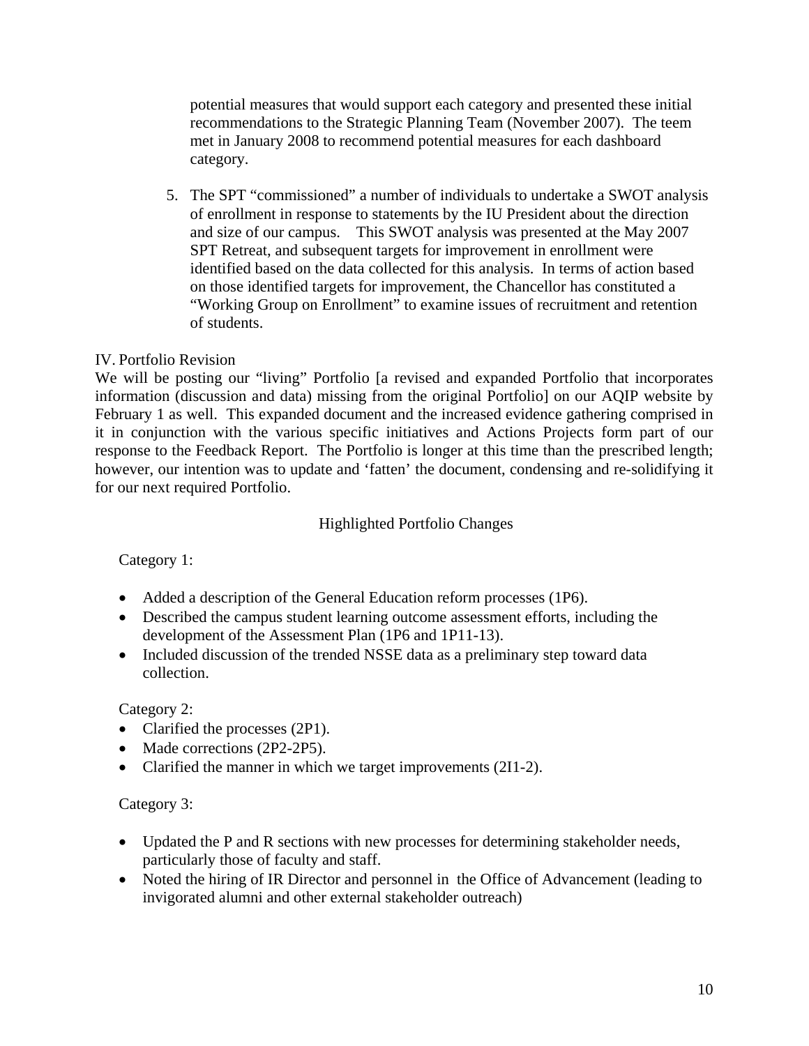potential measures that would support each category and presented these initial recommendations to the Strategic Planning Team (November 2007). The teem met in January 2008 to recommend potential measures for each dashboard category.

5. The SPT "commissioned" a number of individuals to undertake a SWOT analysis of enrollment in response to statements by the IU President about the direction and size of our campus. This SWOT analysis was presented at the May 2007 SPT Retreat, and subsequent targets for improvement in enrollment were identified based on the data collected for this analysis. In terms of action based on those identified targets for improvement, the Chancellor has constituted a "Working Group on Enrollment" to examine issues of recruitment and retention of students.

IV. Portfolio Revision

We will be posting our "living" Portfolio [a revised and expanded Portfolio that incorporates information (discussion and data) missing from the original Portfolio] on our AQIP website by February 1 as well. This expanded document and the increased evidence gathering comprised in it in conjunction with the various specific initiatives and Actions Projects form part of our response to the Feedback Report. The Portfolio is longer at this time than the prescribed length; however, our intention was to update and 'fatten' the document, condensing and re-solidifying it for our next required Portfolio.

Highlighted Portfolio Changes

Category 1:

- Added a description of the General Education reform processes (1P6).
- Described the campus student learning outcome assessment efforts, including the development of the Assessment Plan (1P6 and 1P11-13).
- Included discussion of the trended NSSE data as a preliminary step toward data collection.

Category 2:

- Clarified the processes (2P1).
- Made corrections (2P2-2P5).
- Clarified the manner in which we target improvements (2I1-2).

Category 3:

- Updated the P and R sections with new processes for determining stakeholder needs, particularly those of faculty and staff.
- Noted the hiring of IR Director and personnel in the Office of Advancement (leading to invigorated alumni and other external stakeholder outreach)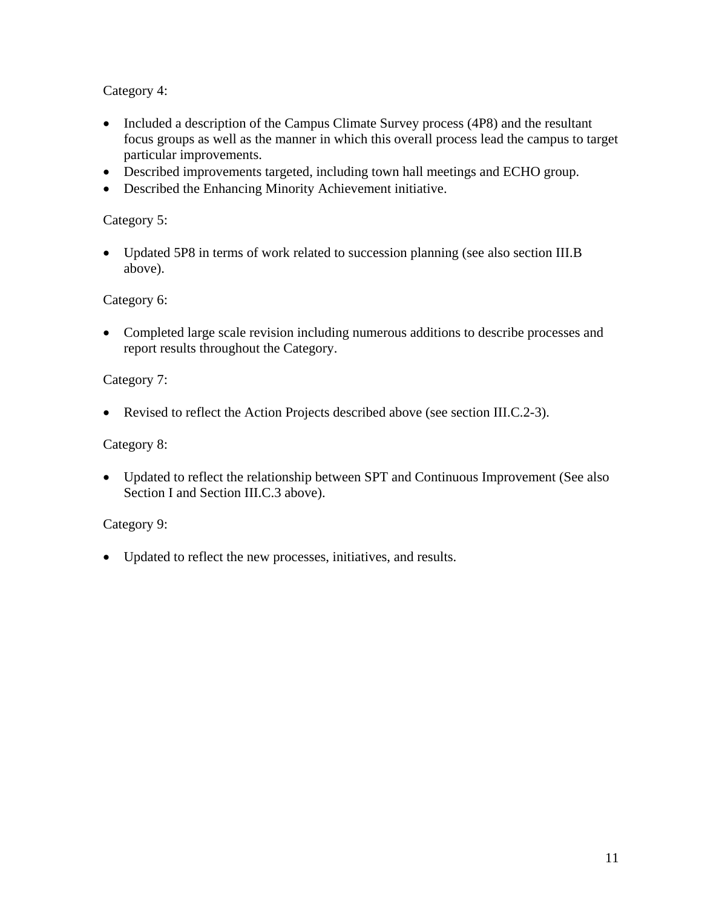Category 4:

- Included a description of the Campus Climate Survey process (4P8) and the resultant focus groups as well as the manner in which this overall process lead the campus to target particular improvements.
- Described improvements targeted, including town hall meetings and ECHO group.
- Described the Enhancing Minority Achievement initiative.

Category 5:

- Updated 5P8 in terms of work related to succession planning (see also section III.B above).

Category 6:

- Completed large scale revision including numerous additions to describe processes and report results throughout the Category.

Category 7:

- Revised to reflect the Action Projects described above (see section III.C.2-3).

Category 8:

- Updated to reflect the relationship between SPT and Continuous Improvement (See also Section I and Section III.C.3 above).

Category 9:

- Updated to reflect the new processes, initiatives, and results.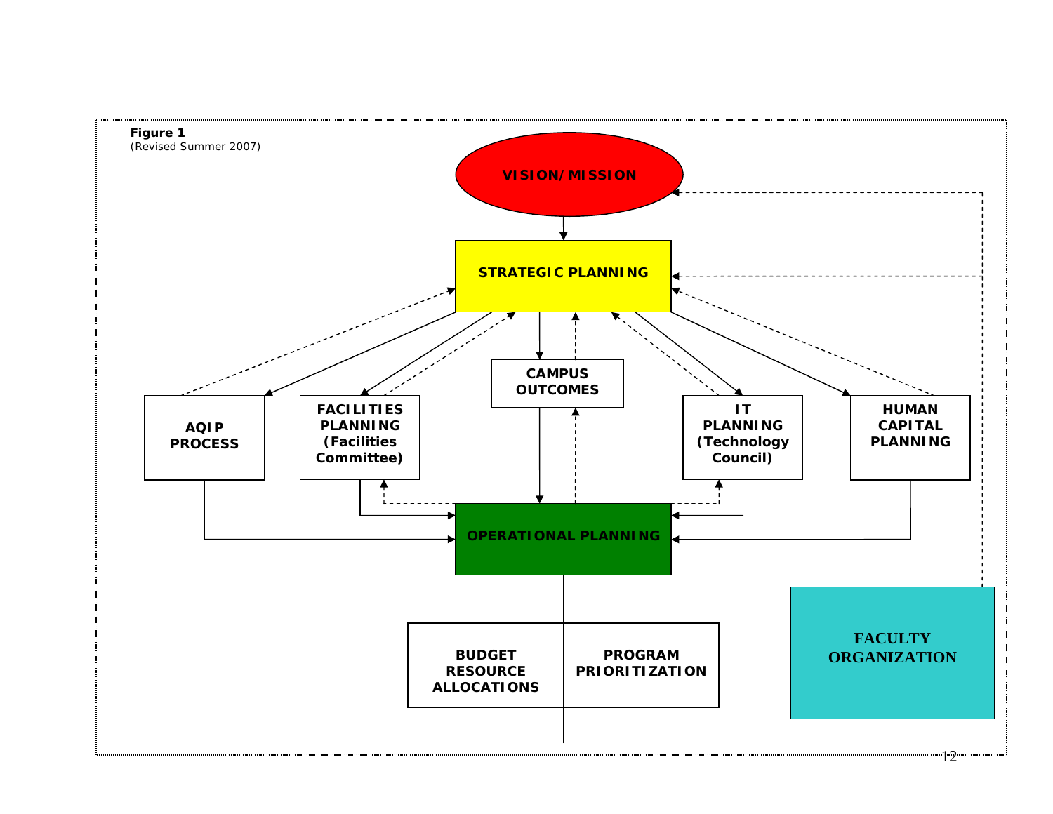**Figure 1**
(Revised Summer 2007)

VISION/MISSION

STRATEGIC PLANNING

CAMPUS OUTCOMES

AQIP PROCESS

FACILITIES PLANNING (Facilities Committee)

IT PLANNING (Technology Council)

HUMAN CAPITAL PLANNING

OPERATIONAL PLANNING

BUDGET RESOURCE ALLOCATIONS

PROGRAM PRIORITIZATION

FACULTY ORGANIZATION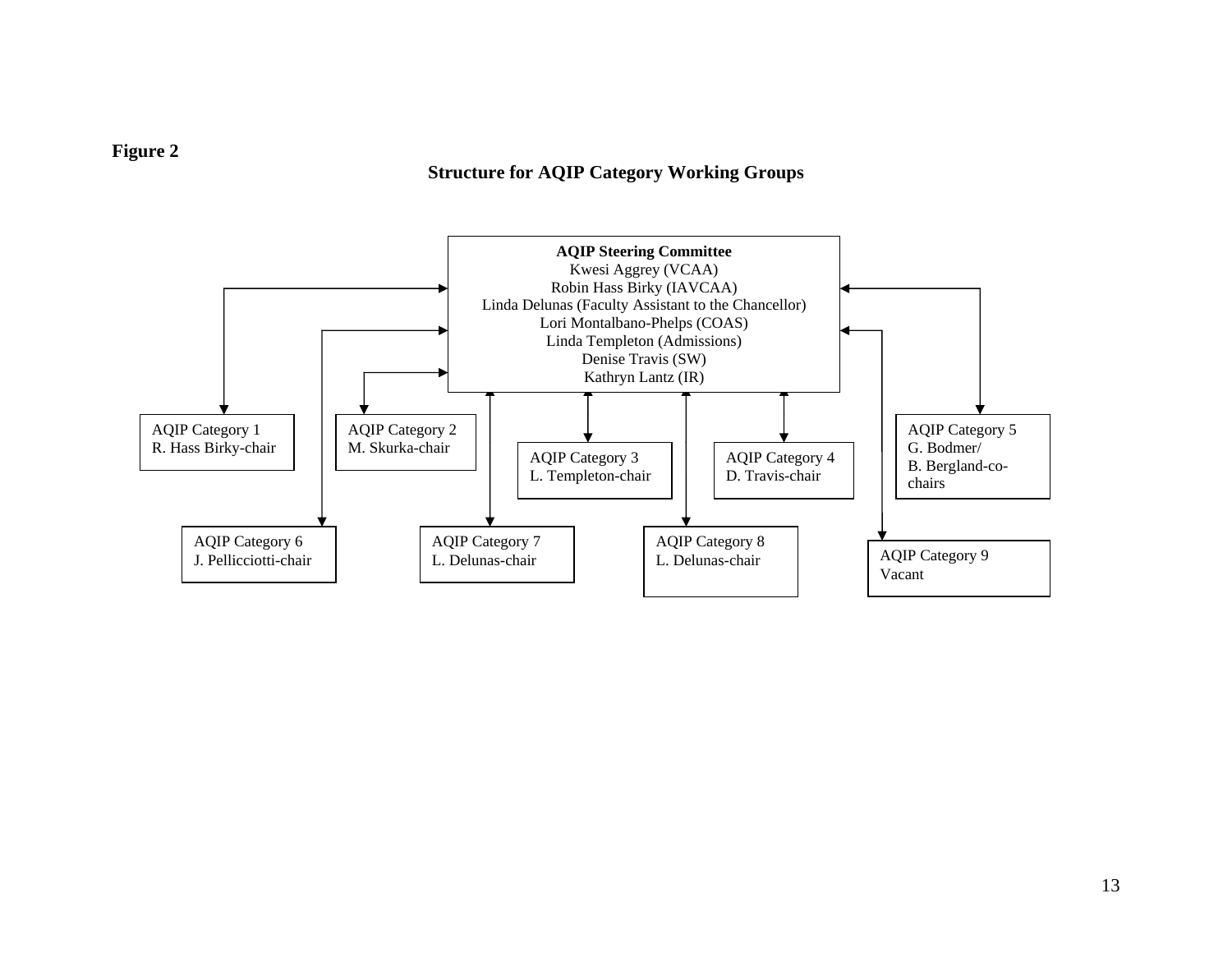**Figure 2**

## Structure for AQIP Category Working Groups

**AQIP Steering Committee**
Kwesi Aggrey (VCAA)
Robin Hass Birky (IAVCAA)
Linda Delunas (Faculty Assistant to the Chancellor)
Lori Montalbano-Phelps (COAS)
Linda Templeton (Admissions)
Denise Travis (SW)
Kathryn Lantz (IR)

AQIP Category 1
R. Hass Birky-chair

AQIP Category 2
M. Skurka-chair

AQIP Category 3
L. Templeton-chair

AQIP Category 4
D. Travis-chair

AQIP Category 5
G. Bodmer/
B. Bergland-co-chairs

AQIP Category 6
J. Pellicciotti-chair

AQIP Category 7
L. Delunas-chair

AQIP Category 8
L. Delunas-chair

AQIP Category 9
Vacant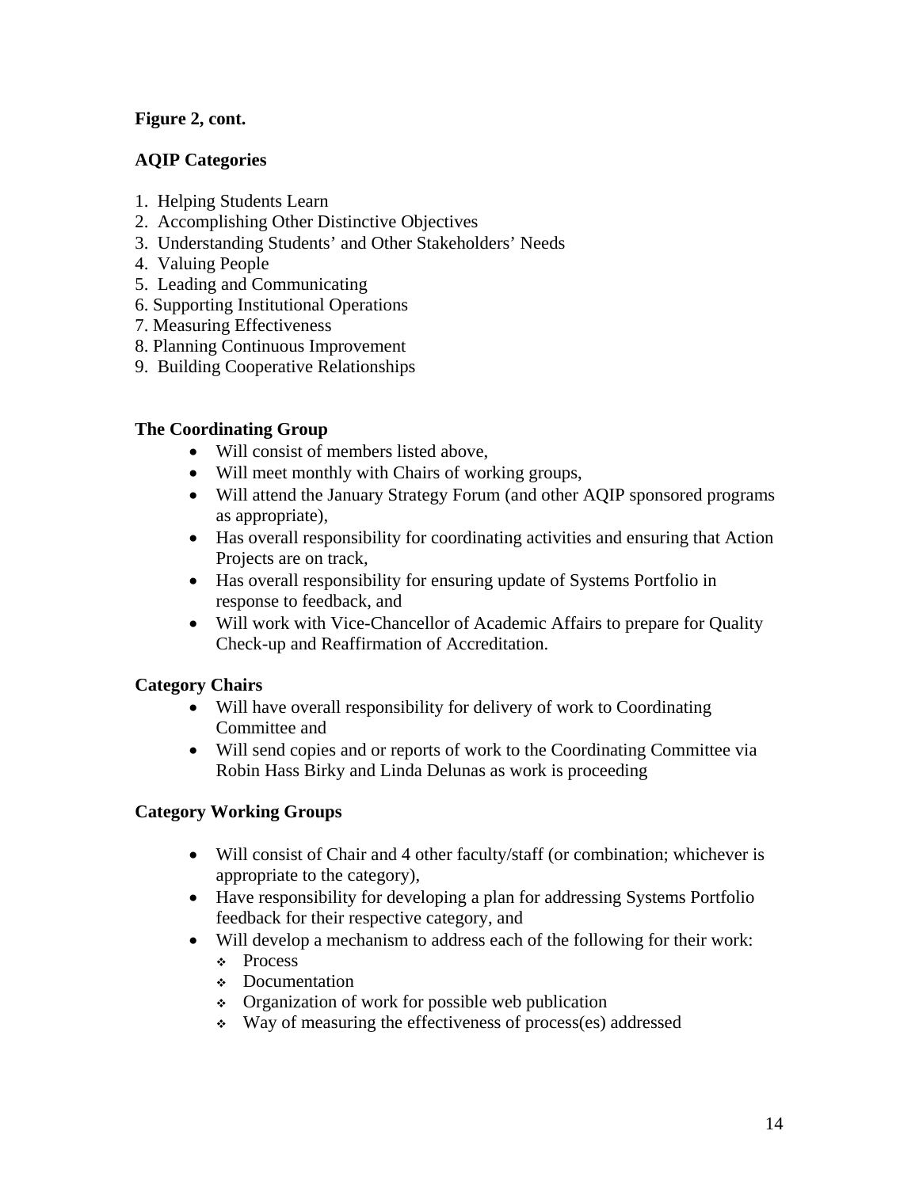**Figure 2, cont.**

**AQIP Categories**

1. Helping Students Learn
2. Accomplishing Other Distinctive Objectives
3. Understanding Students' and Other Stakeholders' Needs
4. Valuing People
5. Leading and Communicating
6. Supporting Institutional Operations
7. Measuring Effectiveness
8. Planning Continuous Improvement
9. Building Cooperative Relationships

**The Coordinating Group**

- Will consist of members listed above,
- Will meet monthly with Chairs of working groups,
- Will attend the January Strategy Forum (and other AQIP sponsored programs as appropriate),
- Has overall responsibility for coordinating activities and ensuring that Action Projects are on track,
- Has overall responsibility for ensuring update of Systems Portfolio in response to feedback, and
- Will work with Vice-Chancellor of Academic Affairs to prepare for Quality Check-up and Reaffirmation of Accreditation.

**Category Chairs**

- Will have overall responsibility for delivery of work to Coordinating Committee and
- Will send copies and or reports of work to the Coordinating Committee via Robin Hass Birky and Linda Delunas as work is proceeding

**Category Working Groups**

- Will consist of Chair and 4 other faculty/staff (or combination; whichever is appropriate to the category),
- Have responsibility for developing a plan for addressing Systems Portfolio feedback for their respective category, and
- Will develop a mechanism to address each of the following for their work:
  - Process
  - Documentation
  - Organization of work for possible web publication
  - Way of measuring the effectiveness of process(es) addressed